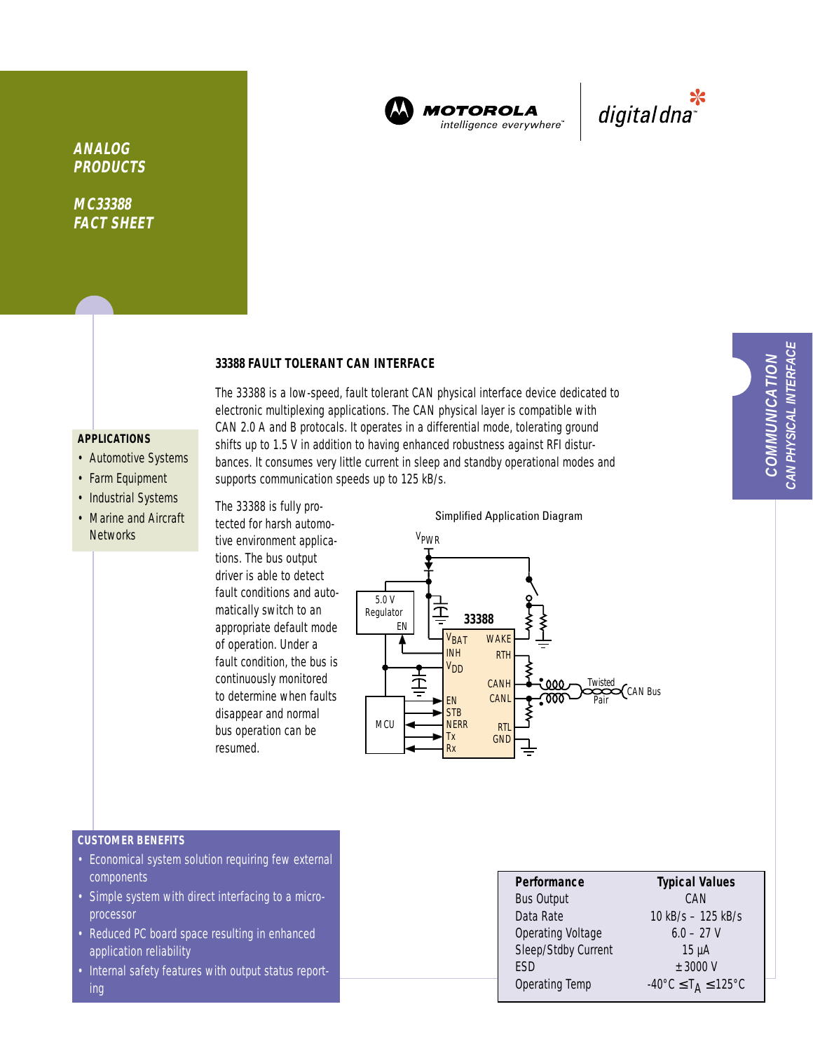MOTOROLA
intelligence everywhere™

digital dna™

***ANALOG PRODUCTS***

***MC33388 FACT SHEET***

***COMMUNICATION***
***CAN PHYSICAL INTERFACE***

## 33388 FAULT TOLERANT CAN INTERFACE

The 33388 is a low-speed, fault tolerant CAN physical interface device dedicated to electronic multiplexing applications. The CAN physical layer is compatible with CAN 2.0 A and B protocols. It operates in a differential mode, tolerating ground shifts up to 1.5 V in addition to having enhanced robustness against RFI disturbances. It consumes very little current in sleep and standby operational modes and supports communication speeds up to 125 kB/s.

The 33388 is fully protected for harsh automotive environment applications. The bus output driver is able to detect fault conditions and automatically switch to an appropriate default mode of operation. Under a fault condition, the bus is continuously monitored to determine when faults disappear and normal bus operation can be resumed.

### APPLICATIONS

- Automotive Systems
- Farm Equipment
- Industrial Systems
- Marine and Aircraft Networks

Simplified Application Diagram

### CUSTOMER BENEFITS

- Economical system solution requiring few external components
- Simple system with direct interfacing to a microprocessor
- Reduced PC board space resulting in enhanced application reliability
- Internal safety features with output status reporting

| Performance | Typical Values |
|---|---|
| Bus Output | CAN |
| Data Rate | 10 kB/s – 125 kB/s |
| Operating Voltage | 6.0 – 27 V |
| Sleep/Stdby Current | 15 µA |
| ESD | ± 3000 V |
| Operating Temp | -40°C ≤ $T_A$ ≤ 125°C |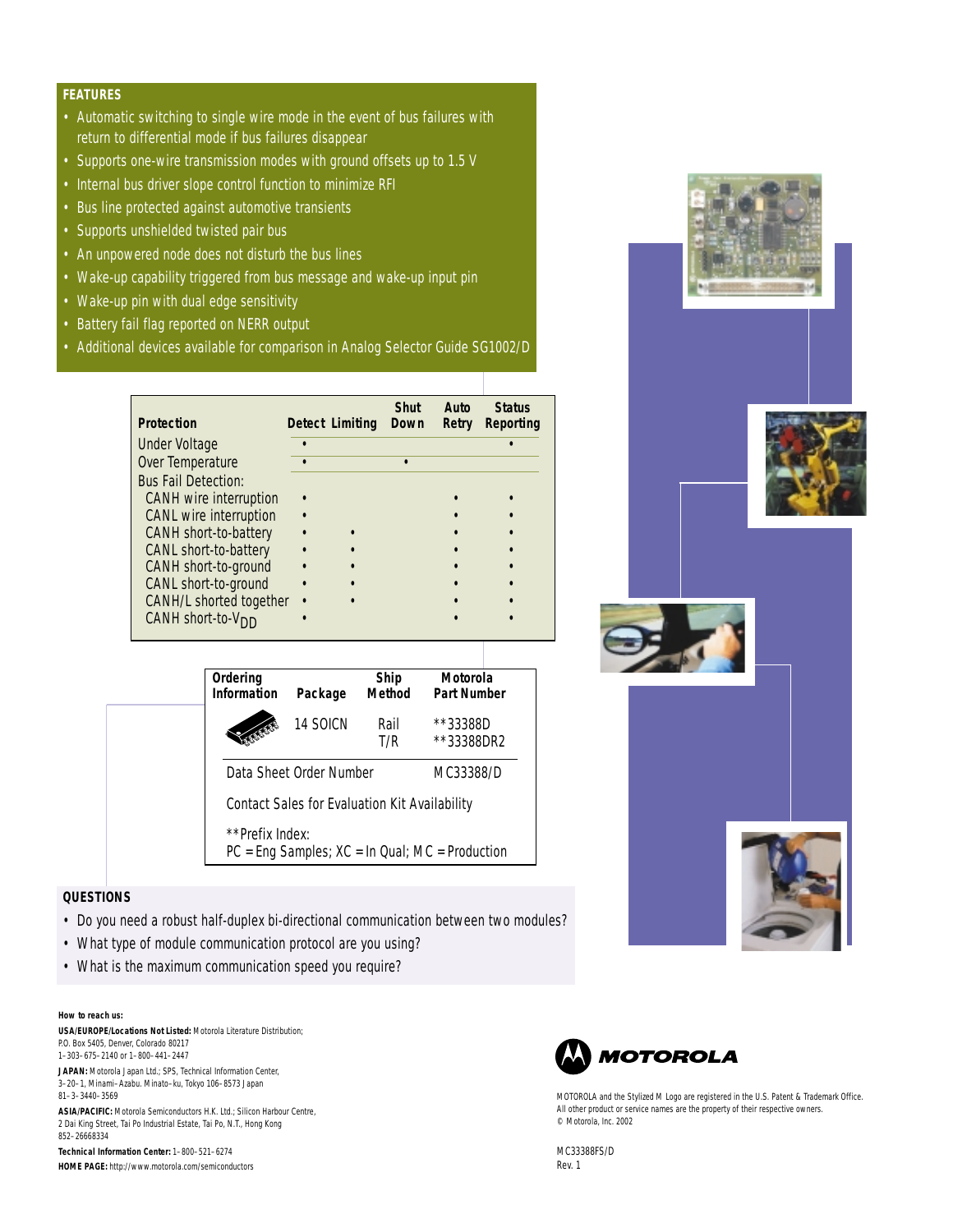## FEATURES

- Automatic switching to single wire mode in the event of bus failures with return to differential mode if bus failures disappear
- Supports one-wire transmission modes with ground offsets up to 1.5 V
- Internal bus driver slope control function to minimize RFI
- Bus line protected against automotive transients
- Supports unshielded twisted pair bus
- An unpowered node does not disturb the bus lines
- Wake-up capability triggered from bus message and wake-up input pin
- Wake-up pin with dual edge sensitivity
- Battery fail flag reported on NERR output
- Additional devices available for comparison in Analog Selector Guide SG1002/D

| Protection | Detect | Limiting | Shut Down | Auto Retry | Status Reporting |
|---|---|---|---|---|---|
| Under Voltage | • | | | | • |
| Over Temperature | • | | • | | |
| Bus Fail Detection: | | | | | |
| CANH wire interruption | • | | | • | • |
| CANL wire interruption | • | | | • | • |
| CANH short-to-battery | • | • | | • | • |
| CANL short-to-battery | • | • | | • | • |
| CANH short-to-ground | • | • | | • | • |
| CANL short-to-ground | • | • | | • | • |
| CANH/L shorted together | • | • | | • | • |
| CANH short-to-$V_{DD}$ | • | | | • | • |

| Ordering Information | Package | Ship Method | Motorola Part Number |
|---|---|---|---|
| | 14 SOICN | Rail | **33388D |
| | | T/R | **33388DR2 |
| Data Sheet Order Number | | | MC33388/D |
| Contact Sales for Evaluation Kit Availability | | | |
| **Prefix Index: PC = Eng Samples; XC = In Qual; MC = Production | | | |

## QUESTIONS

- Do you need a robust half-duplex bi-directional communication between two modules?
- What type of module communication protocol are you using?
- What is the maximum communication speed you require?

**How to reach us:**

**USA/EUROPE/Locations Not Listed:** Motorola Literature Distribution; P.O. Box 5405, Denver, Colorado 80217
1–303–675–2140 or 1–800–441–2447

**JAPAN:** Motorola Japan Ltd.; SPS, Technical Information Center, 3–20–1, Minami–Azabu. Minato–ku, Tokyo 106–8573 Japan
81–3–3440–3569

**ASIA/PACIFIC:** Motorola Semiconductors H.K. Ltd.; Silicon Harbour Centre, 2 Dai King Street, Tai Po Industrial Estate, Tai Po, N.T., Hong Kong
852–26668334

**Technical Information Center:** 1–800–521–6274

**HOME PAGE:** http://www.motorola.com/semiconductors

MOTOROLA

MOTOROLA and the Stylized M Logo are registered in the U.S. Patent & Trademark Office. All other product or service names are the property of their respective owners.
© Motorola, Inc. 2002

MC33388FS/D
Rev. 1